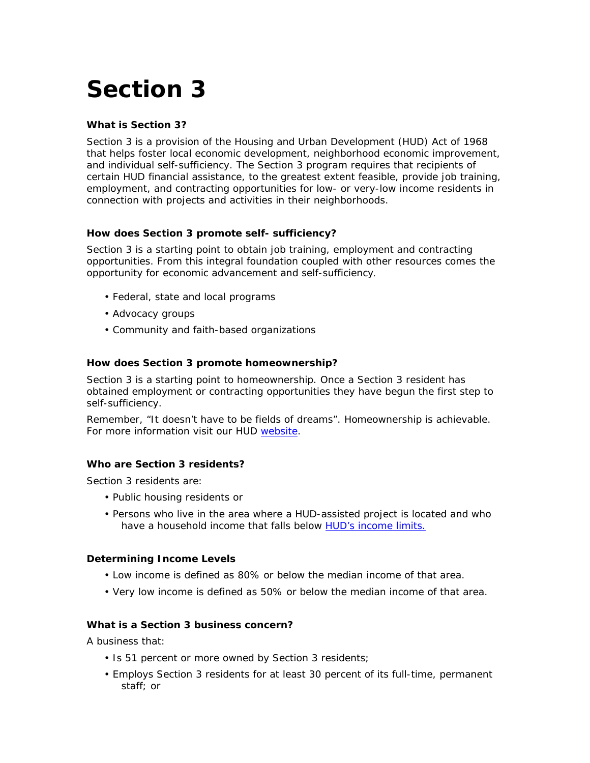# Section 3

**What is Section 3?**

Section 3 is a provision of the Housing and Urban Development (HUD) Act of 1968 that helps foster local economic development, neighborhood economic improvement, and individual self-sufficiency. The Section 3 program requires that recipients of certain HUD financial assistance, to the greatest extent feasible, provide job training, employment, and contracting opportunities for low- or very-low income residents in connection with projects and activities in their neighborhoods.

**How does Section 3 promote self- sufficiency?**

Section 3 is a starting point to obtain job training, employment and contracting opportunities. From this integral foundation coupled with other resources comes the opportunity for economic advancement and self-sufficiency.

- Federal, state and local programs
- Advocacy groups
- Community and faith-based organizations

**How does Section 3 promote homeownership?**

Section 3 is a starting point to homeownership. Once a Section 3 resident has obtained employment or contracting opportunities they have begun the first step to self-sufficiency.

Remember, "It doesn't have to be fields of dreams". Homeownership is achievable. For more information visit our HUD website.

**Who are Section 3 residents?**

Section 3 residents are:

- Public housing residents or
- Persons who live in the area where a HUD-assisted project is located and who have a household income that falls below HUD's income limits.

**Determining Income Levels**

- Low income is defined as 80% or below the median income of that area.
- Very low income is defined as 50% or below the median income of that area.

**What is a Section 3 business concern?**

A business that:

- Is 51 percent or more owned by Section 3 residents;
- Employs Section 3 residents for at least 30 percent of its full-time, permanent staff; or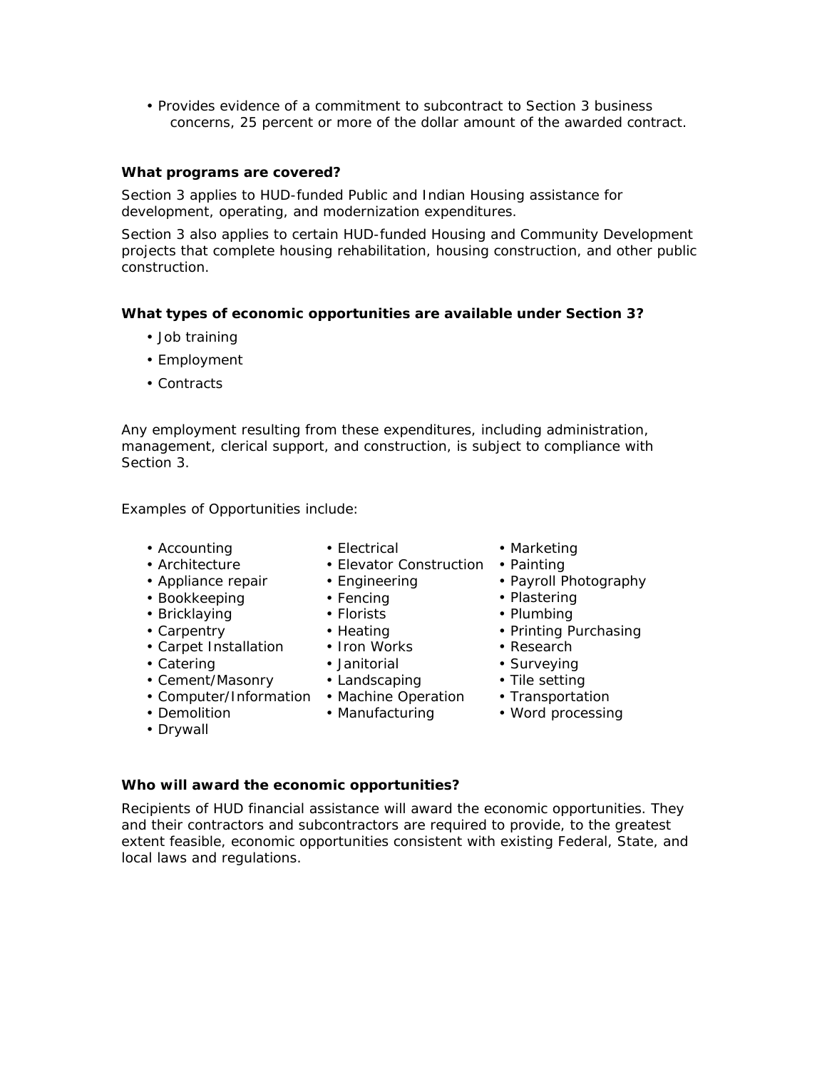- Provides evidence of a commitment to subcontract to Section 3 business concerns, 25 percent or more of the dollar amount of the awarded contract.

**What programs are covered?**

Section 3 applies to HUD-funded Public and Indian Housing assistance for development, operating, and modernization expenditures.

Section 3 also applies to certain HUD-funded Housing and Community Development projects that complete housing rehabilitation, housing construction, and other public construction.

**What types of economic opportunities are available under Section 3?**

- Job training
- Employment
- Contracts

Any employment resulting from these expenditures, including administration, management, clerical support, and construction, is subject to compliance with Section 3.

Examples of Opportunities include:

- Accounting
- Architecture
- Appliance repair
- Bookkeeping
- Bricklaying
- Carpentry
- Carpet Installation
- Catering
- Cement/Masonry
- Computer/Information
- Demolition
- Drywall
- Electrical
- Elevator Construction
- Engineering
- Fencing
- Florists
- Heating
- Iron Works
- Janitorial
- Landscaping
- Machine Operation
- Manufacturing
- Marketing
- Painting
- Payroll Photography
- Plastering
- Plumbing
- Printing Purchasing
- Research
- Surveying
- Tile setting
- Transportation
- Word processing

**Who will award the economic opportunities?**

Recipients of HUD financial assistance will award the economic opportunities. They and their contractors and subcontractors are required to provide, to the greatest extent feasible, economic opportunities consistent with existing Federal, State, and local laws and regulations.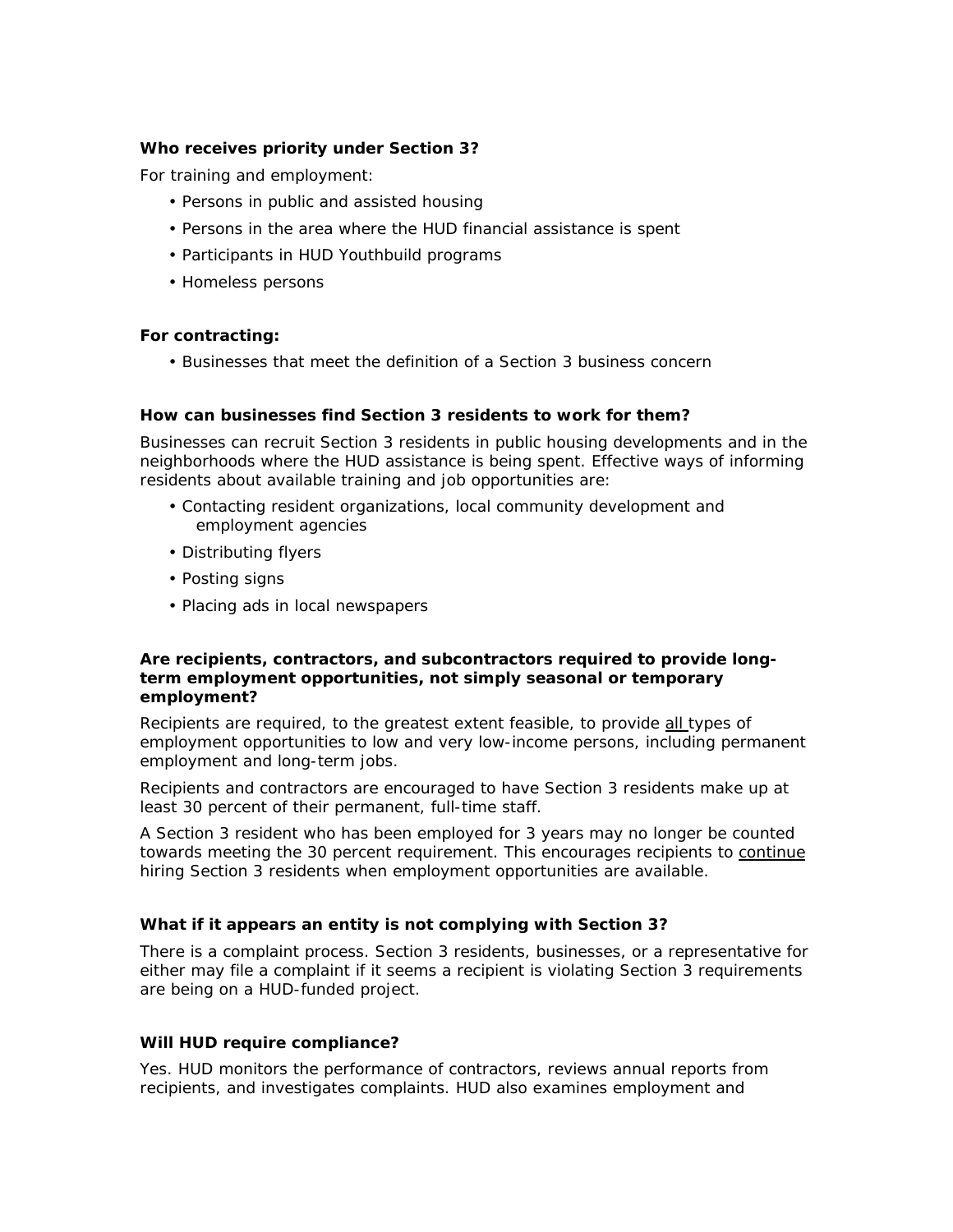**Who receives priority under Section 3?**

For training and employment:

- Persons in public and assisted housing
- Persons in the area where the HUD financial assistance is spent
- Participants in HUD Youthbuild programs
- Homeless persons

**For contracting:**

- Businesses that meet the definition of a Section 3 business concern

**How can businesses find Section 3 residents to work for them?**

Businesses can recruit Section 3 residents in public housing developments and in the neighborhoods where the HUD assistance is being spent. Effective ways of informing residents about available training and job opportunities are:

- Contacting resident organizations, local community development and employment agencies
- Distributing flyers
- Posting signs
- Placing ads in local newspapers

**Are recipients, contractors, and subcontractors required to provide long-term employment opportunities, not simply seasonal or temporary employment?**

Recipients are required, to the greatest extent feasible, to provide all types of employment opportunities to low and very low-income persons, including permanent employment and long-term jobs.

Recipients and contractors are encouraged to have Section 3 residents make up at least 30 percent of their permanent, full-time staff.

A Section 3 resident who has been employed for 3 years may no longer be counted towards meeting the 30 percent requirement. This encourages recipients to continue hiring Section 3 residents when employment opportunities are available.

**What if it appears an entity is not complying with Section 3?**

There is a complaint process. Section 3 residents, businesses, or a representative for either may file a complaint if it seems a recipient is violating Section 3 requirements are being on a HUD-funded project.

**Will HUD require compliance?**

Yes. HUD monitors the performance of contractors, reviews annual reports from recipients, and investigates complaints. HUD also examines employment and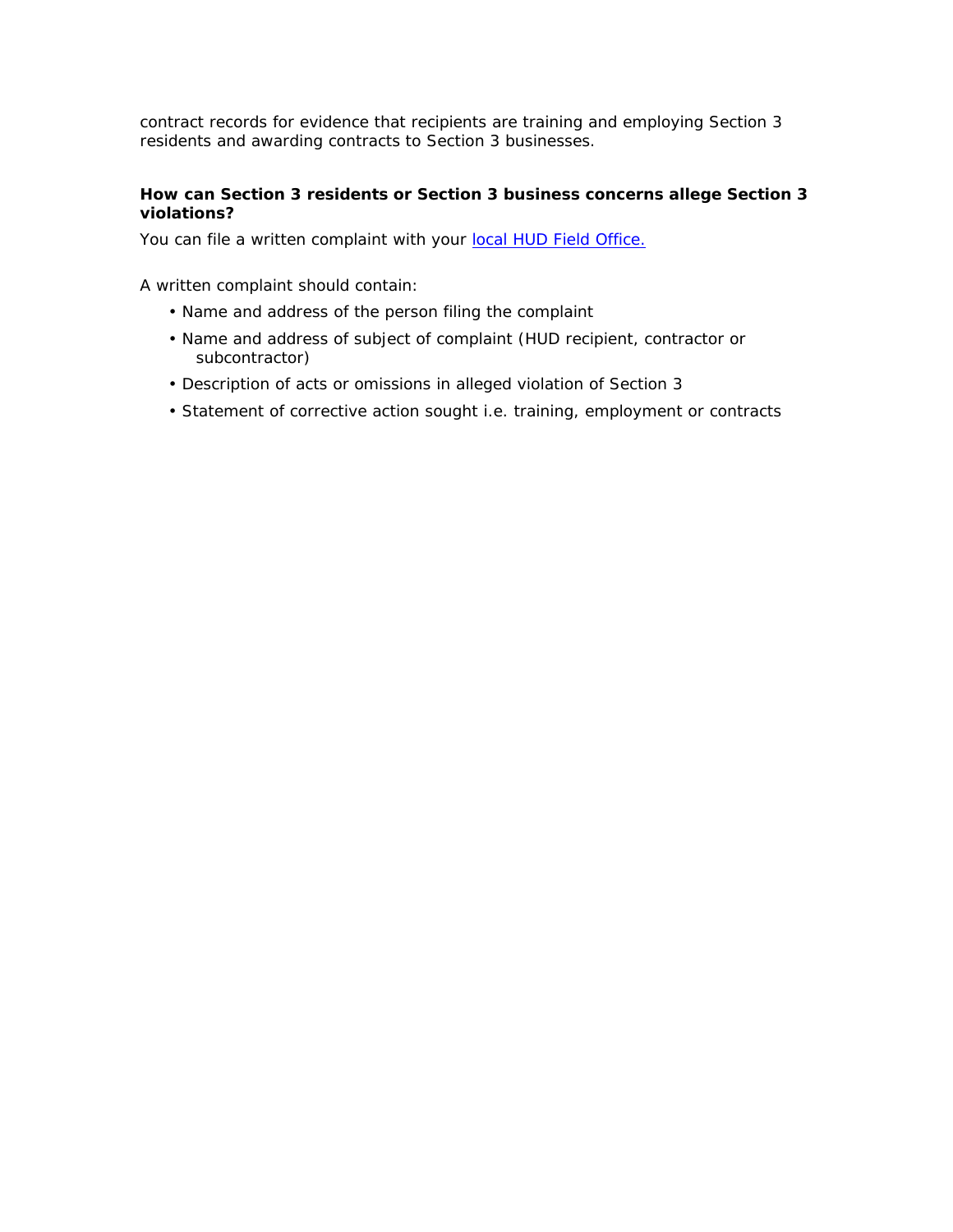contract records for evidence that recipients are training and employing Section 3 residents and awarding contracts to Section 3 businesses.

**How can Section 3 residents or Section 3 business concerns allege Section 3 violations?**

You can file a written complaint with your local HUD Field Office.

A written complaint should contain:

- Name and address of the person filing the complaint
- Name and address of subject of complaint (HUD recipient, contractor or subcontractor)
- Description of acts or omissions in alleged violation of Section 3
- Statement of corrective action sought i.e. training, employment or contracts